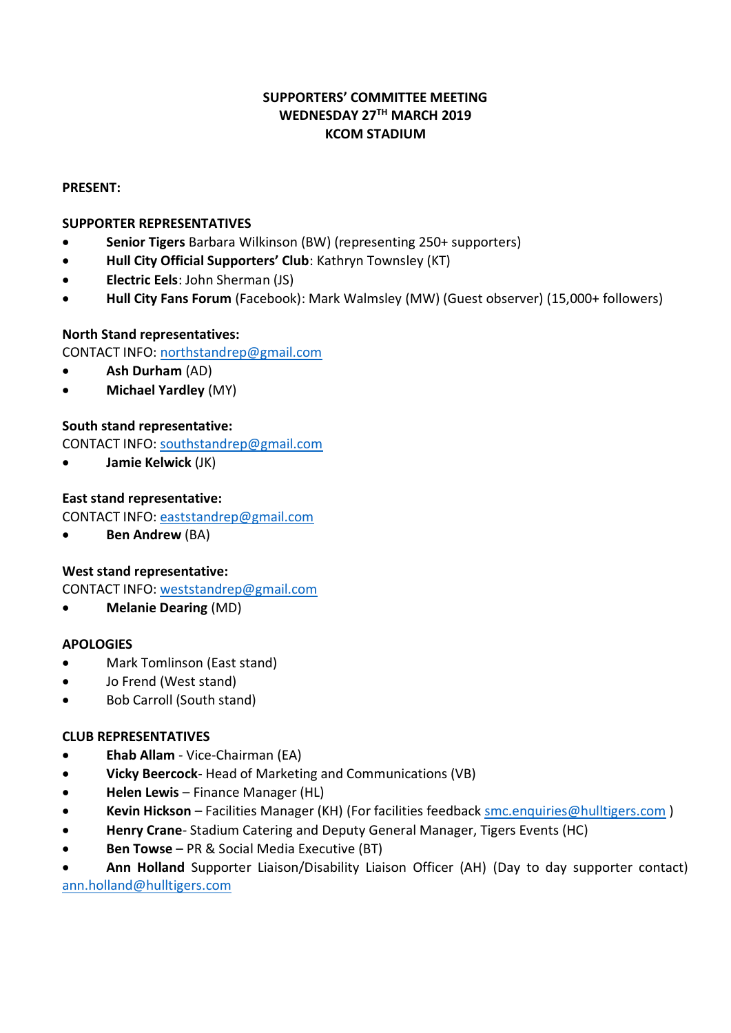**SUPPORTERS' COMMITTEE MEETING**
**WEDNESDAY 27$^{TH}$ MARCH 2019**
**KCOM STADIUM**

**PRESENT:**

**SUPPORTER REPRESENTATIVES**

- **Senior Tigers** Barbara Wilkinson (BW) (representing 250+ supporters)
- **Hull City Official Supporters' Club**: Kathryn Townsley (KT)
- **Electric Eels**: John Sherman (JS)
- **Hull City Fans Forum** (Facebook): Mark Walmsley (MW) (Guest observer) (15,000+ followers)

**North Stand representatives:**

CONTACT INFO: northstandrep@gmail.com

- **Ash Durham** (AD)
- **Michael Yardley** (MY)

**South stand representative:**

CONTACT INFO: southstandrep@gmail.com

- **Jamie Kelwick** (JK)

**East stand representative:**

CONTACT INFO: eaststandrep@gmail.com

- **Ben Andrew** (BA)

**West stand representative:**

CONTACT INFO: weststandrep@gmail.com

- **Melanie Dearing** (MD)

**APOLOGIES**

- Mark Tomlinson (East stand)
- Jo Frend (West stand)
- Bob Carroll (South stand)

**CLUB REPRESENTATIVES**

- **Ehab Allam** - Vice-Chairman (EA)
- **Vicky Beercock**- Head of Marketing and Communications (VB)
- **Helen Lewis** – Finance Manager (HL)
- **Kevin Hickson** – Facilities Manager (KH) (For facilities feedback smc.enquiries@hulltigers.com )
- **Henry Crane**- Stadium Catering and Deputy General Manager, Tigers Events (HC)
- **Ben Towse** – PR & Social Media Executive (BT)
- **Ann Holland** Supporter Liaison/Disability Liaison Officer (AH) (Day to day supporter contact) ann.holland@hulltigers.com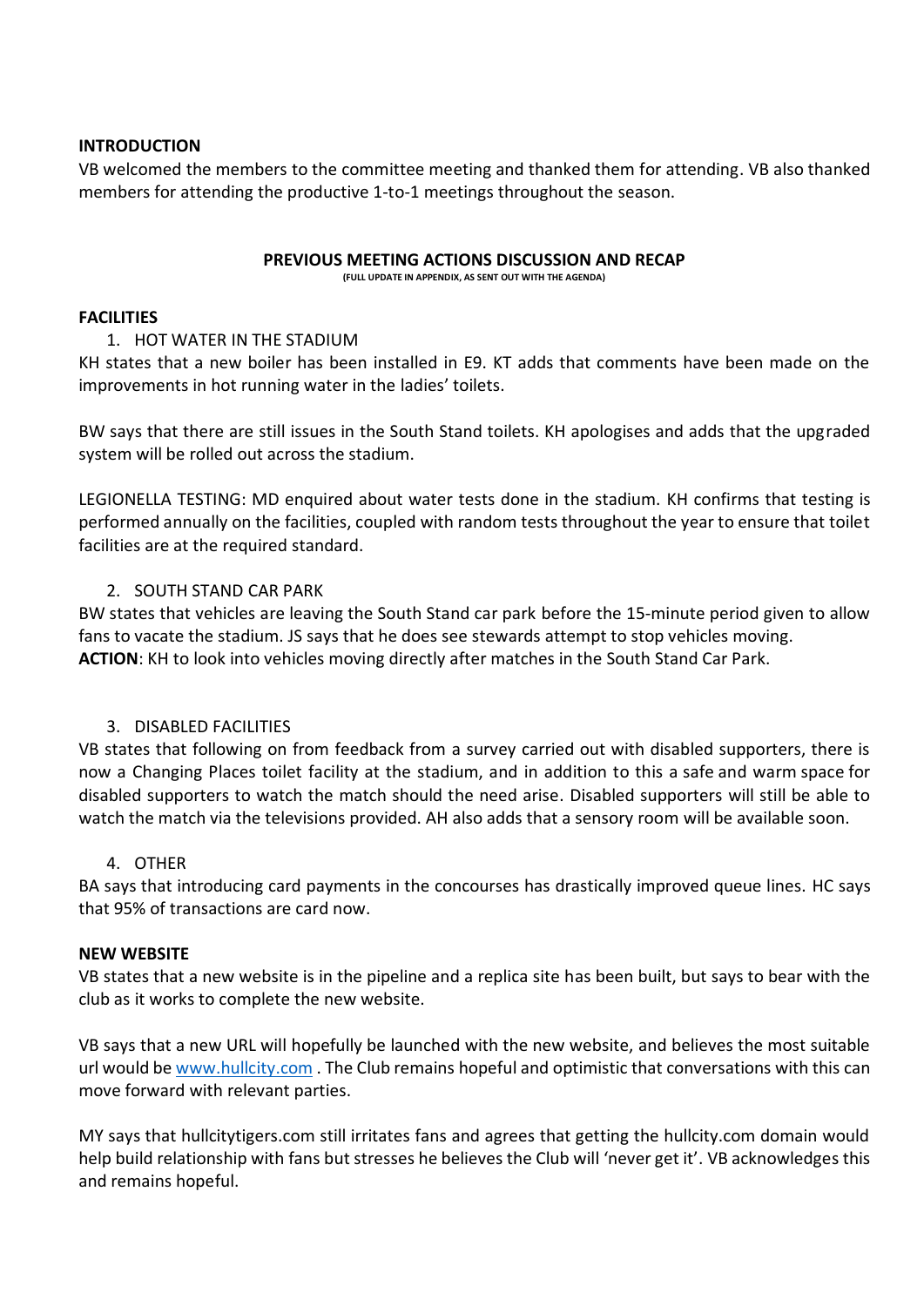## INTRODUCTION

VB welcomed the members to the committee meeting and thanked them for attending. VB also thanked members for attending the productive 1-to-1 meetings throughout the season.

## PREVIOUS MEETING ACTIONS DISCUSSION AND RECAP

(FULL UPDATE IN APPENDIX, AS SENT OUT WITH THE AGENDA)

## FACILITIES

1. HOT WATER IN THE STADIUM

KH states that a new boiler has been installed in E9. KT adds that comments have been made on the improvements in hot running water in the ladies' toilets.

BW says that there are still issues in the South Stand toilets. KH apologises and adds that the upgraded system will be rolled out across the stadium.

LEGIONELLA TESTING: MD enquired about water tests done in the stadium. KH confirms that testing is performed annually on the facilities, coupled with random tests throughout the year to ensure that toilet facilities are at the required standard.

2. SOUTH STAND CAR PARK

BW states that vehicles are leaving the South Stand car park before the 15-minute period given to allow fans to vacate the stadium. JS says that he does see stewards attempt to stop vehicles moving.
**ACTION**: KH to look into vehicles moving directly after matches in the South Stand Car Park.

3. DISABLED FACILITIES

VB states that following on from feedback from a survey carried out with disabled supporters, there is now a Changing Places toilet facility at the stadium, and in addition to this a safe and warm space for disabled supporters to watch the match should the need arise. Disabled supporters will still be able to watch the match via the televisions provided. AH also adds that a sensory room will be available soon.

4. OTHER

BA says that introducing card payments in the concourses has drastically improved queue lines. HC says that 95% of transactions are card now.

## NEW WEBSITE

VB states that a new website is in the pipeline and a replica site has been built, but says to bear with the club as it works to complete the new website.

VB says that a new URL will hopefully be launched with the new website, and believes the most suitable url would be [www.hullcity.com](http://www.hullcity.com) . The Club remains hopeful and optimistic that conversations with this can move forward with relevant parties.

MY says that hullcitytigers.com still irritates fans and agrees that getting the hullcity.com domain would help build relationship with fans but stresses he believes the Club will 'never get it'. VB acknowledges this and remains hopeful.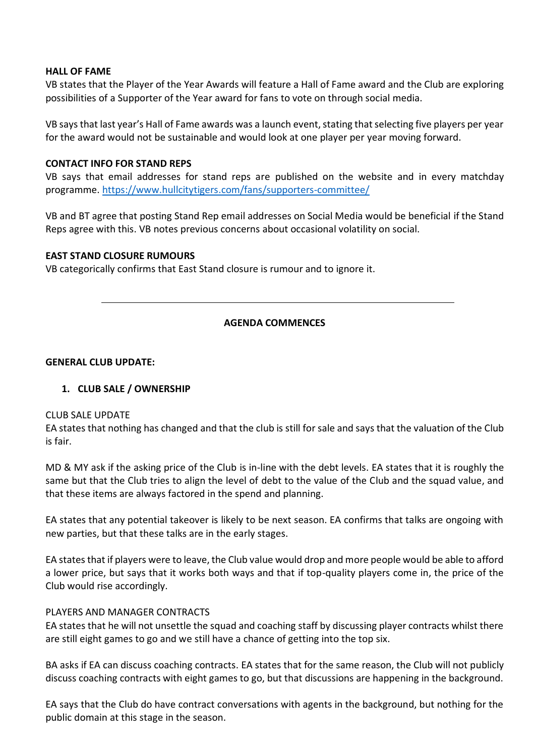**HALL OF FAME**

VB states that the Player of the Year Awards will feature a Hall of Fame award and the Club are exploring possibilities of a Supporter of the Year award for fans to vote on through social media.

VB says that last year's Hall of Fame awards was a launch event, stating that selecting five players per year for the award would not be sustainable and would look at one player per year moving forward.

**CONTACT INFO FOR STAND REPS**

VB says that email addresses for stand reps are published on the website and in every matchday programme. [https://www.hullcitytigers.com/fans/supporters-committee/](https://www.hullcitytigers.com/fans/supporters-committee/)

VB and BT agree that posting Stand Rep email addresses on Social Media would be beneficial if the Stand Reps agree with this. VB notes previous concerns about occasional volatility on social.

**EAST STAND CLOSURE RUMOURS**

VB categorically confirms that East Stand closure is rumour and to ignore it.

---

**AGENDA COMMENCES**

**GENERAL CLUB UPDATE:**

1. **CLUB SALE / OWNERSHIP**

CLUB SALE UPDATE

EA states that nothing has changed and that the club is still for sale and says that the valuation of the Club is fair.

MD & MY ask if the asking price of the Club is in-line with the debt levels. EA states that it is roughly the same but that the Club tries to align the level of debt to the value of the Club and the squad value, and that these items are always factored in the spend and planning.

EA states that any potential takeover is likely to be next season. EA confirms that talks are ongoing with new parties, but that these talks are in the early stages.

EA states that if players were to leave, the Club value would drop and more people would be able to afford a lower price, but says that it works both ways and that if top-quality players come in, the price of the Club would rise accordingly.

PLAYERS AND MANAGER CONTRACTS

EA states that he will not unsettle the squad and coaching staff by discussing player contracts whilst there are still eight games to go and we still have a chance of getting into the top six.

BA asks if EA can discuss coaching contracts. EA states that for the same reason, the Club will not publicly discuss coaching contracts with eight games to go, but that discussions are happening in the background.

EA says that the Club do have contract conversations with agents in the background, but nothing for the public domain at this stage in the season.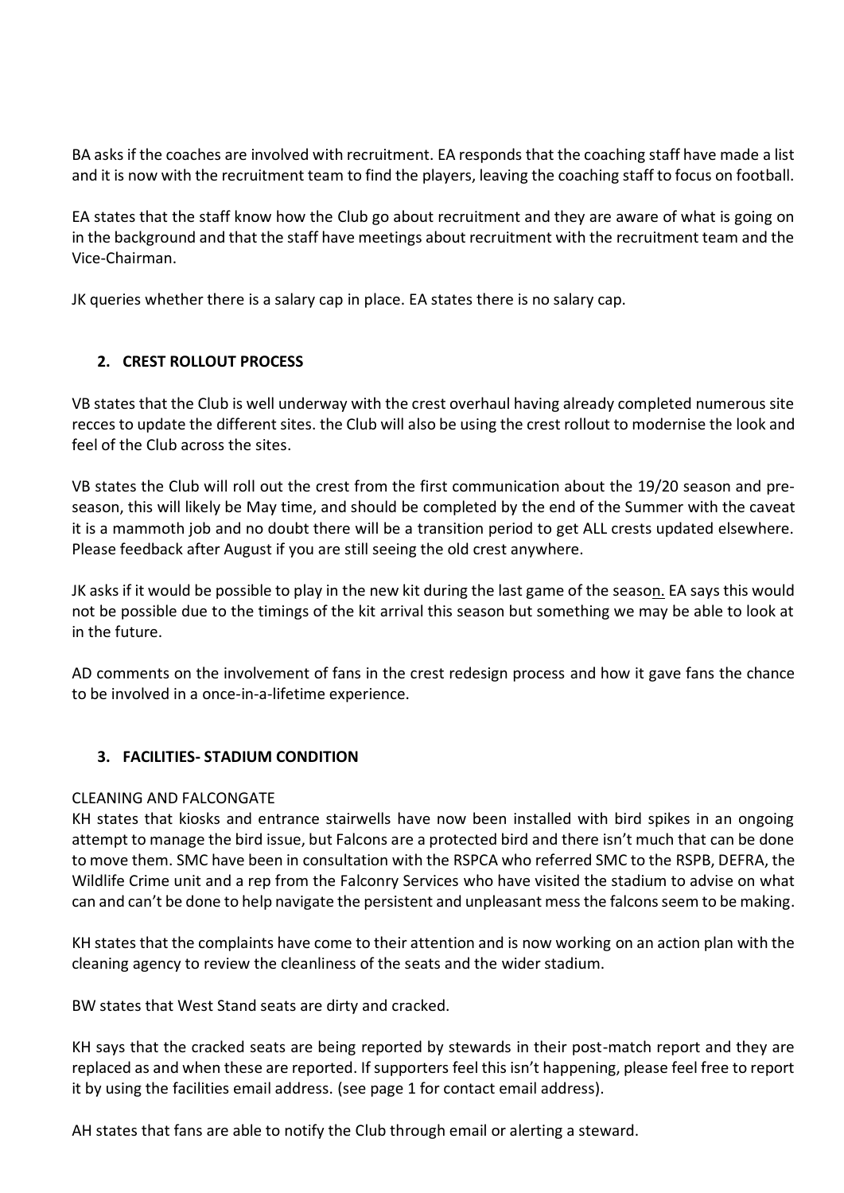BA asks if the coaches are involved with recruitment. EA responds that the coaching staff have made a list and it is now with the recruitment team to find the players, leaving the coaching staff to focus on football.

EA states that the staff know how the Club go about recruitment and they are aware of what is going on in the background and that the staff have meetings about recruitment with the recruitment team and the Vice-Chairman.

JK queries whether there is a salary cap in place. EA states there is no salary cap.

## 2. CREST ROLLOUT PROCESS

VB states that the Club is well underway with the crest overhaul having already completed numerous site recces to update the different sites. the Club will also be using the crest rollout to modernise the look and feel of the Club across the sites.

VB states the Club will roll out the crest from the first communication about the 19/20 season and pre-season, this will likely be May time, and should be completed by the end of the Summer with the caveat it is a mammoth job and no doubt there will be a transition period to get ALL crests updated elsewhere. Please feedback after August if you are still seeing the old crest anywhere.

JK asks if it would be possible to play in the new kit during the last game of the season. EA says this would not be possible due to the timings of the kit arrival this season but something we may be able to look at in the future.

AD comments on the involvement of fans in the crest redesign process and how it gave fans the chance to be involved in a once-in-a-lifetime experience.

## 3. FACILITIES- STADIUM CONDITION

CLEANING AND FALCONGATE

KH states that kiosks and entrance stairwells have now been installed with bird spikes in an ongoing attempt to manage the bird issue, but Falcons are a protected bird and there isn't much that can be done to move them. SMC have been in consultation with the RSPCA who referred SMC to the RSPB, DEFRA, the Wildlife Crime unit and a rep from the Falconry Services who have visited the stadium to advise on what can and can't be done to help navigate the persistent and unpleasant mess the falcons seem to be making.

KH states that the complaints have come to their attention and is now working on an action plan with the cleaning agency to review the cleanliness of the seats and the wider stadium.

BW states that West Stand seats are dirty and cracked.

KH says that the cracked seats are being reported by stewards in their post-match report and they are replaced as and when these are reported. If supporters feel this isn't happening, please feel free to report it by using the facilities email address. (see page 1 for contact email address).

AH states that fans are able to notify the Club through email or alerting a steward.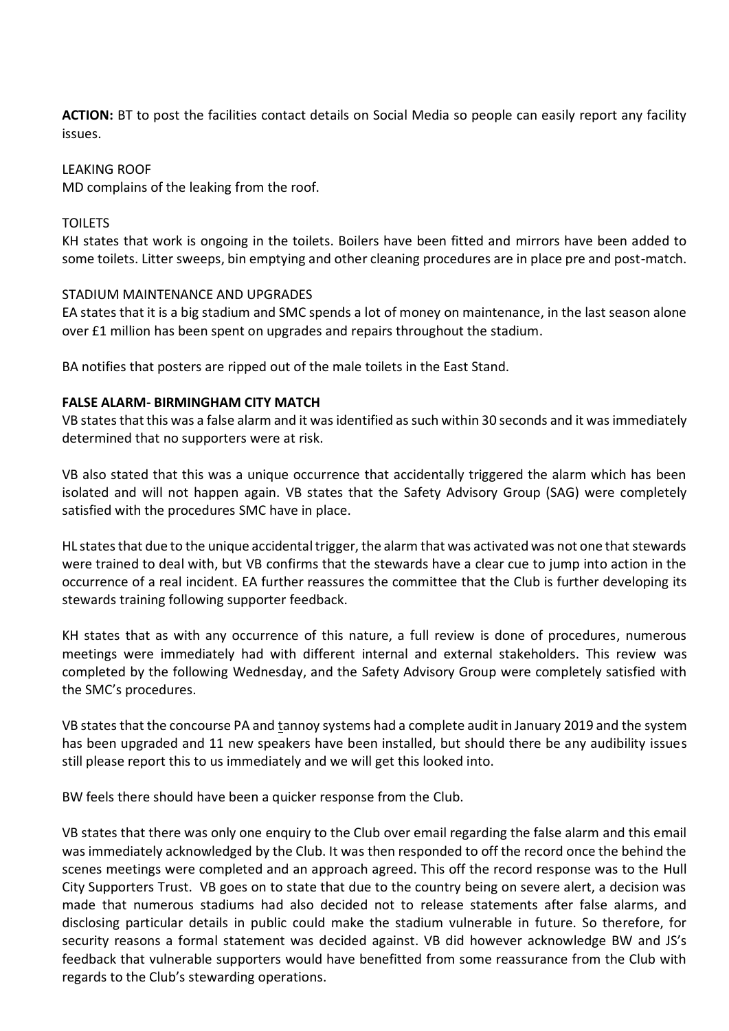**ACTION:** BT to post the facilities contact details on Social Media so people can easily report any facility issues.

LEAKING ROOF

MD complains of the leaking from the roof.

TOILETS

KH states that work is ongoing in the toilets. Boilers have been fitted and mirrors have been added to some toilets. Litter sweeps, bin emptying and other cleaning procedures are in place pre and post-match.

STADIUM MAINTENANCE AND UPGRADES

EA states that it is a big stadium and SMC spends a lot of money on maintenance, in the last season alone over £1 million has been spent on upgrades and repairs throughout the stadium.

BA notifies that posters are ripped out of the male toilets in the East Stand.

**FALSE ALARM- BIRMINGHAM CITY MATCH**

VB states that this was a false alarm and it was identified as such within 30 seconds and it was immediately determined that no supporters were at risk.

VB also stated that this was a unique occurrence that accidentally triggered the alarm which has been isolated and will not happen again. VB states that the Safety Advisory Group (SAG) were completely satisfied with the procedures SMC have in place.

HL states that due to the unique accidental trigger, the alarm that was activated was not one that stewards were trained to deal with, but VB confirms that the stewards have a clear cue to jump into action in the occurrence of a real incident. EA further reassures the committee that the Club is further developing its stewards training following supporter feedback.

KH states that as with any occurrence of this nature, a full review is done of procedures, numerous meetings were immediately had with different internal and external stakeholders. This review was completed by the following Wednesday, and the Safety Advisory Group were completely satisfied with the SMC's procedures.

VB states that the concourse PA and tannoy systems had a complete audit in January 2019 and the system has been upgraded and 11 new speakers have been installed, but should there be any audibility issues still please report this to us immediately and we will get this looked into.

BW feels there should have been a quicker response from the Club.

VB states that there was only one enquiry to the Club over email regarding the false alarm and this email was immediately acknowledged by the Club. It was then responded to off the record once the behind the scenes meetings were completed and an approach agreed. This off the record response was to the Hull City Supporters Trust. VB goes on to state that due to the country being on severe alert, a decision was made that numerous stadiums had also decided not to release statements after false alarms, and disclosing particular details in public could make the stadium vulnerable in future. So therefore, for security reasons a formal statement was decided against. VB did however acknowledge BW and JS's feedback that vulnerable supporters would have benefitted from some reassurance from the Club with regards to the Club's stewarding operations.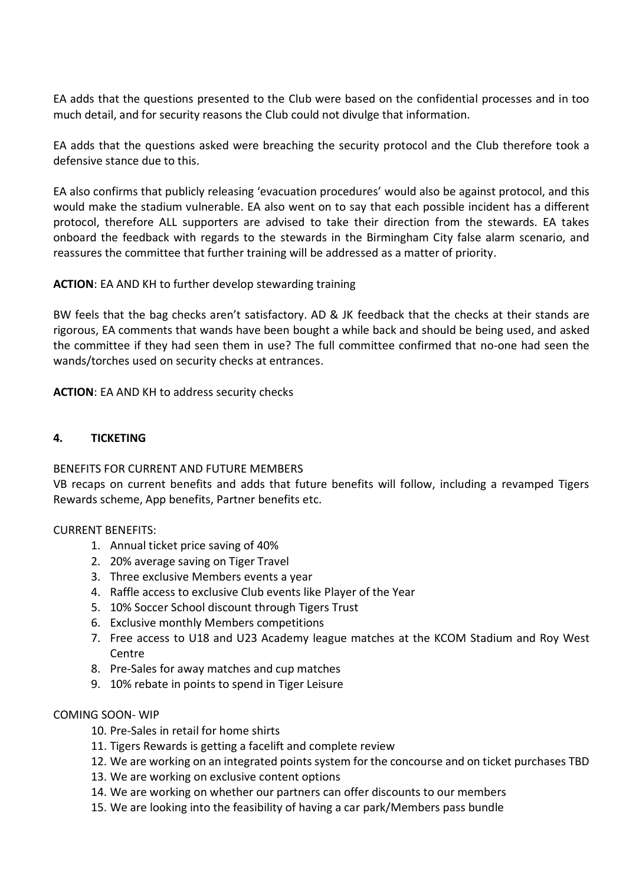EA adds that the questions presented to the Club were based on the confidential processes and in too much detail, and for security reasons the Club could not divulge that information.

EA adds that the questions asked were breaching the security protocol and the Club therefore took a defensive stance due to this.

EA also confirms that publicly releasing 'evacuation procedures' would also be against protocol, and this would make the stadium vulnerable. EA also went on to say that each possible incident has a different protocol, therefore ALL supporters are advised to take their direction from the stewards. EA takes onboard the feedback with regards to the stewards in the Birmingham City false alarm scenario, and reassures the committee that further training will be addressed as a matter of priority.

**ACTION**: EA AND KH to further develop stewarding training

BW feels that the bag checks aren't satisfactory. AD & JK feedback that the checks at their stands are rigorous, EA comments that wands have been bought a while back and should be being used, and asked the committee if they had seen them in use? The full committee confirmed that no-one had seen the wands/torches used on security checks at entrances.

**ACTION**: EA AND KH to address security checks

## 4. TICKETING

BENEFITS FOR CURRENT AND FUTURE MEMBERS

VB recaps on current benefits and adds that future benefits will follow, including a revamped Tigers Rewards scheme, App benefits, Partner benefits etc.

CURRENT BENEFITS:

1. Annual ticket price saving of 40%
2. 20% average saving on Tiger Travel
3. Three exclusive Members events a year
4. Raffle access to exclusive Club events like Player of the Year
5. 10% Soccer School discount through Tigers Trust
6. Exclusive monthly Members competitions
7. Free access to U18 and U23 Academy league matches at the KCOM Stadium and Roy West Centre
8. Pre-Sales for away matches and cup matches
9. 10% rebate in points to spend in Tiger Leisure

COMING SOON- WIP

10. Pre-Sales in retail for home shirts
11. Tigers Rewards is getting a facelift and complete review
12. We are working on an integrated points system for the concourse and on ticket purchases TBD
13. We are working on exclusive content options
14. We are working on whether our partners can offer discounts to our members
15. We are looking into the feasibility of having a car park/Members pass bundle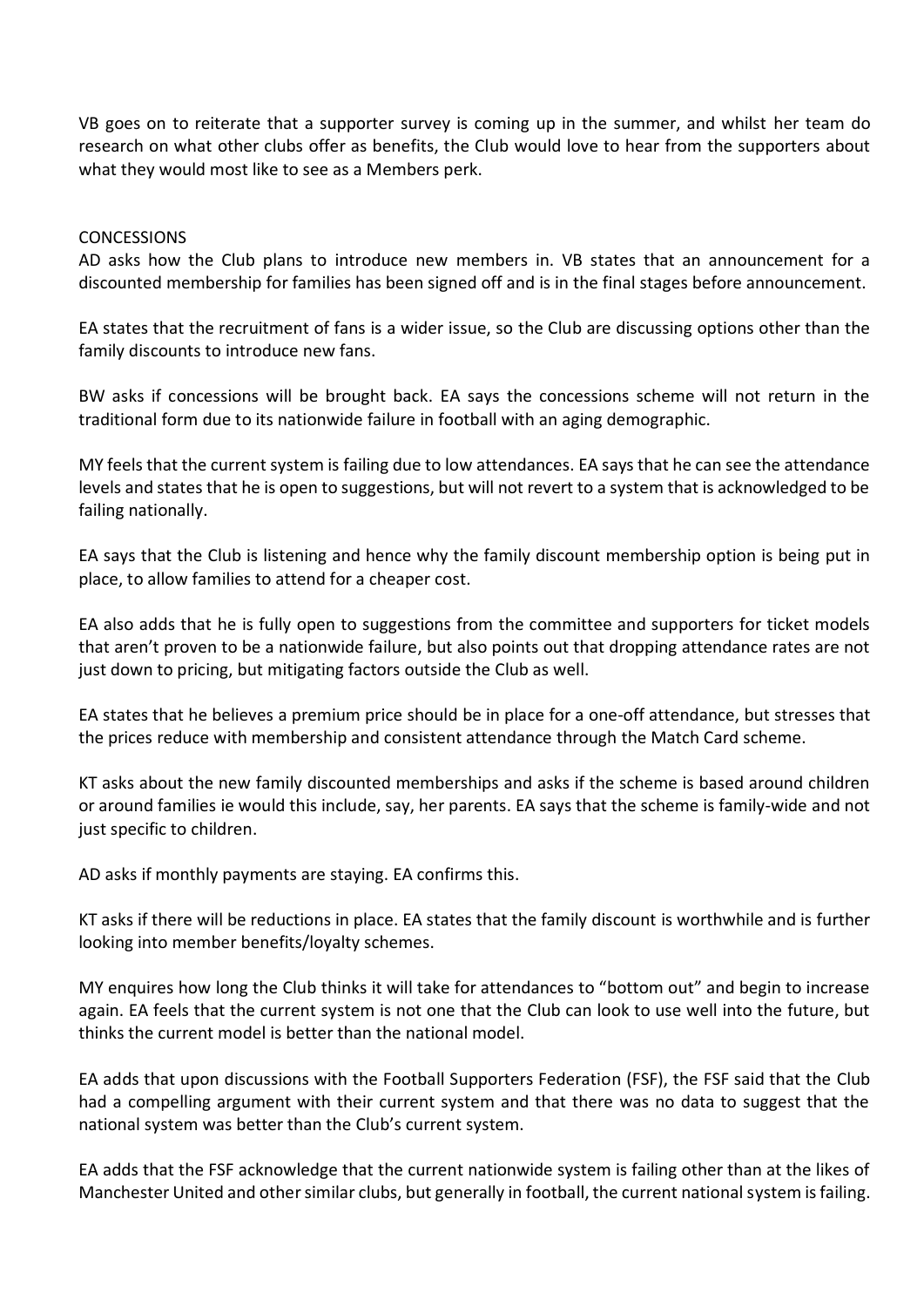VB goes on to reiterate that a supporter survey is coming up in the summer, and whilst her team do research on what other clubs offer as benefits, the Club would love to hear from the supporters about what they would most like to see as a Members perk.

## CONCESSIONS

AD asks how the Club plans to introduce new members in. VB states that an announcement for a discounted membership for families has been signed off and is in the final stages before announcement.

EA states that the recruitment of fans is a wider issue, so the Club are discussing options other than the family discounts to introduce new fans.

BW asks if concessions will be brought back. EA says the concessions scheme will not return in the traditional form due to its nationwide failure in football with an aging demographic.

MY feels that the current system is failing due to low attendances. EA says that he can see the attendance levels and states that he is open to suggestions, but will not revert to a system that is acknowledged to be failing nationally.

EA says that the Club is listening and hence why the family discount membership option is being put in place, to allow families to attend for a cheaper cost.

EA also adds that he is fully open to suggestions from the committee and supporters for ticket models that aren't proven to be a nationwide failure, but also points out that dropping attendance rates are not just down to pricing, but mitigating factors outside the Club as well.

EA states that he believes a premium price should be in place for a one-off attendance, but stresses that the prices reduce with membership and consistent attendance through the Match Card scheme.

KT asks about the new family discounted memberships and asks if the scheme is based around children or around families ie would this include, say, her parents. EA says that the scheme is family-wide and not just specific to children.

AD asks if monthly payments are staying. EA confirms this.

KT asks if there will be reductions in place. EA states that the family discount is worthwhile and is further looking into member benefits/loyalty schemes.

MY enquires how long the Club thinks it will take for attendances to "bottom out" and begin to increase again. EA feels that the current system is not one that the Club can look to use well into the future, but thinks the current model is better than the national model.

EA adds that upon discussions with the Football Supporters Federation (FSF), the FSF said that the Club had a compelling argument with their current system and that there was no data to suggest that the national system was better than the Club's current system.

EA adds that the FSF acknowledge that the current nationwide system is failing other than at the likes of Manchester United and other similar clubs, but generally in football, the current national system is failing.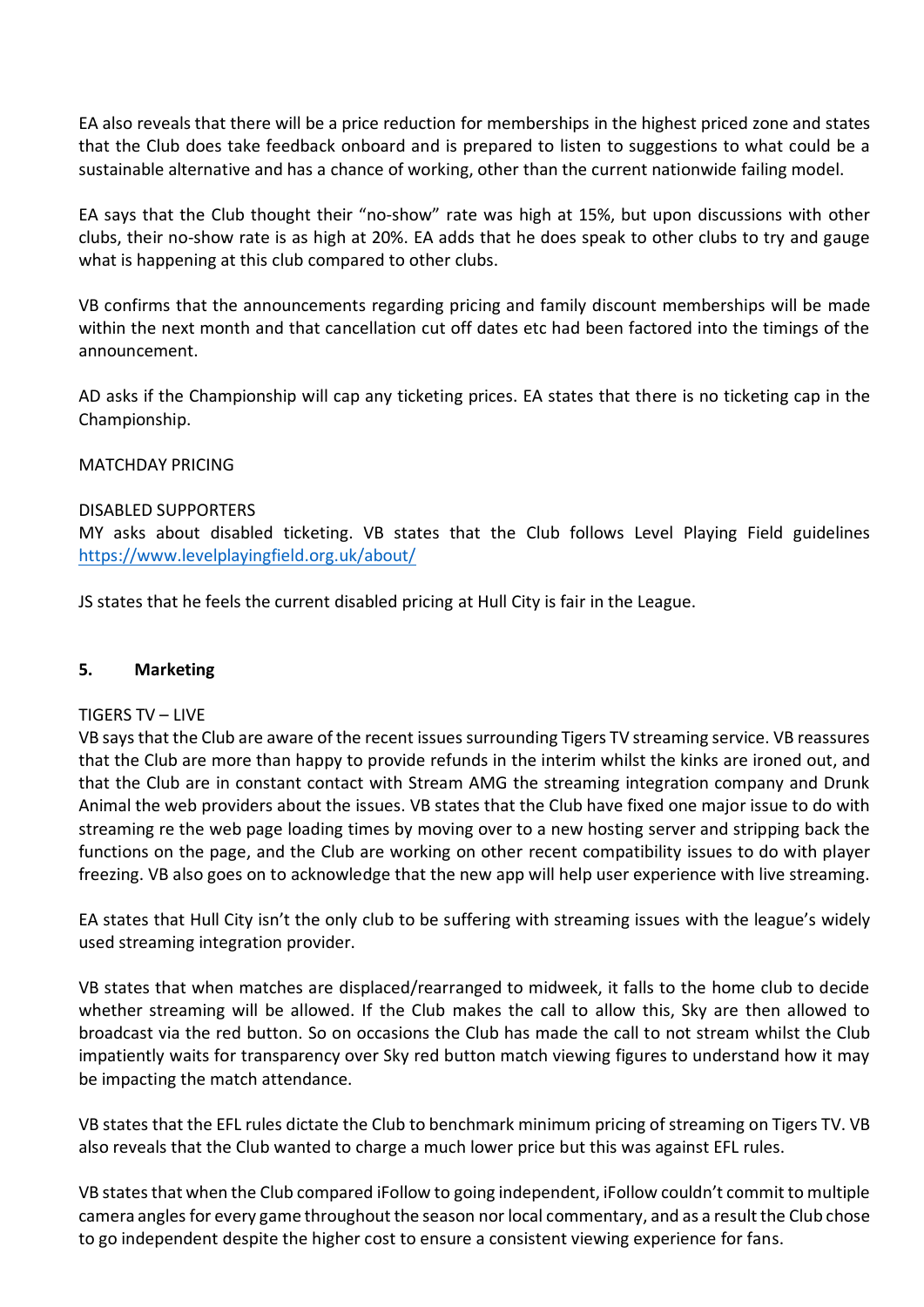EA also reveals that there will be a price reduction for memberships in the highest priced zone and states that the Club does take feedback onboard and is prepared to listen to suggestions to what could be a sustainable alternative and has a chance of working, other than the current nationwide failing model.

EA says that the Club thought their "no-show" rate was high at 15%, but upon discussions with other clubs, their no-show rate is as high at 20%. EA adds that he does speak to other clubs to try and gauge what is happening at this club compared to other clubs.

VB confirms that the announcements regarding pricing and family discount memberships will be made within the next month and that cancellation cut off dates etc had been factored into the timings of the announcement.

AD asks if the Championship will cap any ticketing prices. EA states that there is no ticketing cap in the Championship.

MATCHDAY PRICING

DISABLED SUPPORTERS
MY asks about disabled ticketing. VB states that the Club follows Level Playing Field guidelines [https://www.levelplayingfield.org.uk/about/](https://www.levelplayingfield.org.uk/about/)

JS states that he feels the current disabled pricing at Hull City is fair in the League.

## 5. Marketing

TIGERS TV – LIVE
VB says that the Club are aware of the recent issues surrounding Tigers TV streaming service. VB reassures that the Club are more than happy to provide refunds in the interim whilst the kinks are ironed out, and that the Club are in constant contact with Stream AMG the streaming integration company and Drunk Animal the web providers about the issues. VB states that the Club have fixed one major issue to do with streaming re the web page loading times by moving over to a new hosting server and stripping back the functions on the page, and the Club are working on other recent compatibility issues to do with player freezing. VB also goes on to acknowledge that the new app will help user experience with live streaming.

EA states that Hull City isn't the only club to be suffering with streaming issues with the league's widely used streaming integration provider.

VB states that when matches are displaced/rearranged to midweek, it falls to the home club to decide whether streaming will be allowed. If the Club makes the call to allow this, Sky are then allowed to broadcast via the red button. So on occasions the Club has made the call to not stream whilst the Club impatiently waits for transparency over Sky red button match viewing figures to understand how it may be impacting the match attendance.

VB states that the EFL rules dictate the Club to benchmark minimum pricing of streaming on Tigers TV. VB also reveals that the Club wanted to charge a much lower price but this was against EFL rules.

VB states that when the Club compared iFollow to going independent, iFollow couldn't commit to multiple camera angles for every game throughout the season nor local commentary, and as a result the Club chose to go independent despite the higher cost to ensure a consistent viewing experience for fans.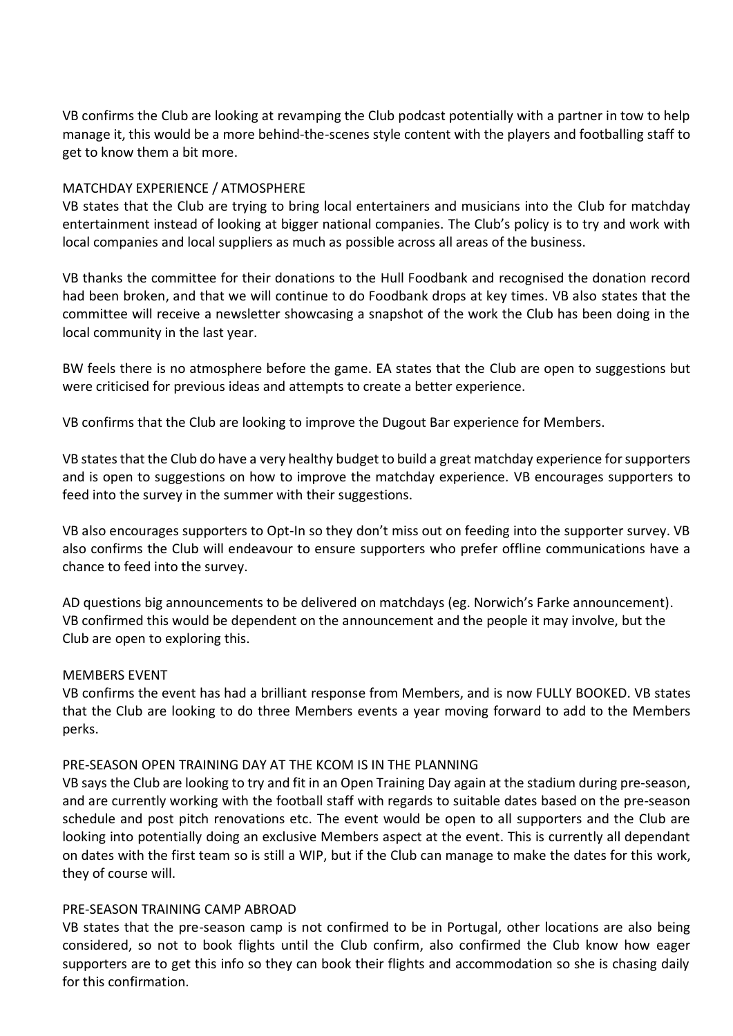VB confirms the Club are looking at revamping the Club podcast potentially with a partner in tow to help manage it, this would be a more behind-the-scenes style content with the players and footballing staff to get to know them a bit more.

### MATCHDAY EXPERIENCE / ATMOSPHERE

VB states that the Club are trying to bring local entertainers and musicians into the Club for matchday entertainment instead of looking at bigger national companies. The Club's policy is to try and work with local companies and local suppliers as much as possible across all areas of the business.

VB thanks the committee for their donations to the Hull Foodbank and recognised the donation record had been broken, and that we will continue to do Foodbank drops at key times. VB also states that the committee will receive a newsletter showcasing a snapshot of the work the Club has been doing in the local community in the last year.

BW feels there is no atmosphere before the game. EA states that the Club are open to suggestions but were criticised for previous ideas and attempts to create a better experience.

VB confirms that the Club are looking to improve the Dugout Bar experience for Members.

VB states that the Club do have a very healthy budget to build a great matchday experience for supporters and is open to suggestions on how to improve the matchday experience. VB encourages supporters to feed into the survey in the summer with their suggestions.

VB also encourages supporters to Opt-In so they don't miss out on feeding into the supporter survey. VB also confirms the Club will endeavour to ensure supporters who prefer offline communications have a chance to feed into the survey.

AD questions big announcements to be delivered on matchdays (eg. Norwich's Farke announcement). VB confirmed this would be dependent on the announcement and the people it may involve, but the Club are open to exploring this.

### MEMBERS EVENT

VB confirms the event has had a brilliant response from Members, and is now FULLY BOOKED. VB states that the Club are looking to do three Members events a year moving forward to add to the Members perks.

### PRE-SEASON OPEN TRAINING DAY AT THE KCOM IS IN THE PLANNING

VB says the Club are looking to try and fit in an Open Training Day again at the stadium during pre-season, and are currently working with the football staff with regards to suitable dates based on the pre-season schedule and post pitch renovations etc. The event would be open to all supporters and the Club are looking into potentially doing an exclusive Members aspect at the event. This is currently all dependant on dates with the first team so is still a WIP, but if the Club can manage to make the dates for this work, they of course will.

### PRE-SEASON TRAINING CAMP ABROAD

VB states that the pre-season camp is not confirmed to be in Portugal, other locations are also being considered, so not to book flights until the Club confirm, also confirmed the Club know how eager supporters are to get this info so they can book their flights and accommodation so she is chasing daily for this confirmation.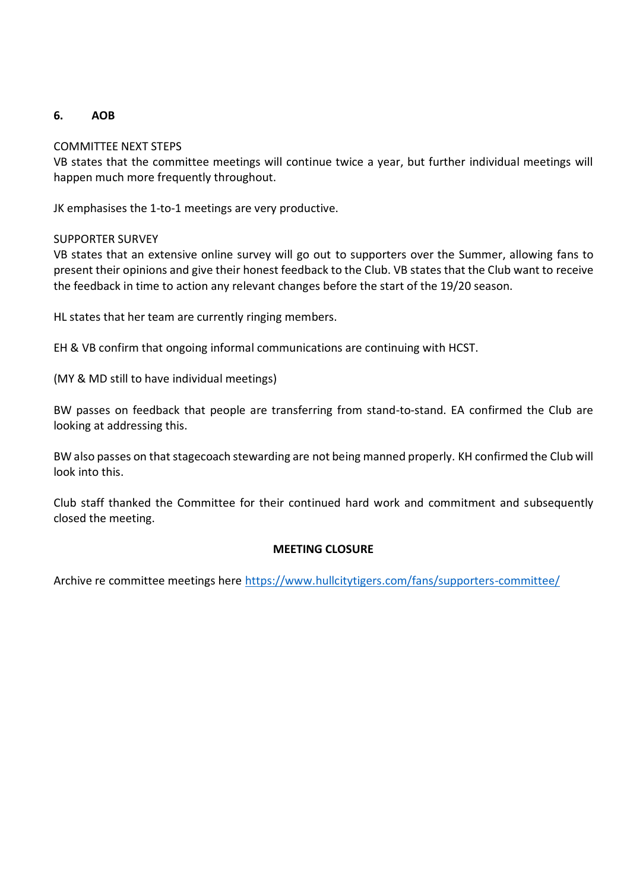## 6. AOB

COMMITTEE NEXT STEPS

VB states that the committee meetings will continue twice a year, but further individual meetings will happen much more frequently throughout.

JK emphasises the 1-to-1 meetings are very productive.

SUPPORTER SURVEY

VB states that an extensive online survey will go out to supporters over the Summer, allowing fans to present their opinions and give their honest feedback to the Club. VB states that the Club want to receive the feedback in time to action any relevant changes before the start of the 19/20 season.

HL states that her team are currently ringing members.

EH & VB confirm that ongoing informal communications are continuing with HCST.

(MY & MD still to have individual meetings)

BW passes on feedback that people are transferring from stand-to-stand. EA confirmed the Club are looking at addressing this.

BW also passes on that stagecoach stewarding are not being manned properly. KH confirmed the Club will look into this.

Club staff thanked the Committee for their continued hard work and commitment and subsequently closed the meeting.

**MEETING CLOSURE**

Archive re committee meetings here https://www.hullcitytigers.com/fans/supporters-committee/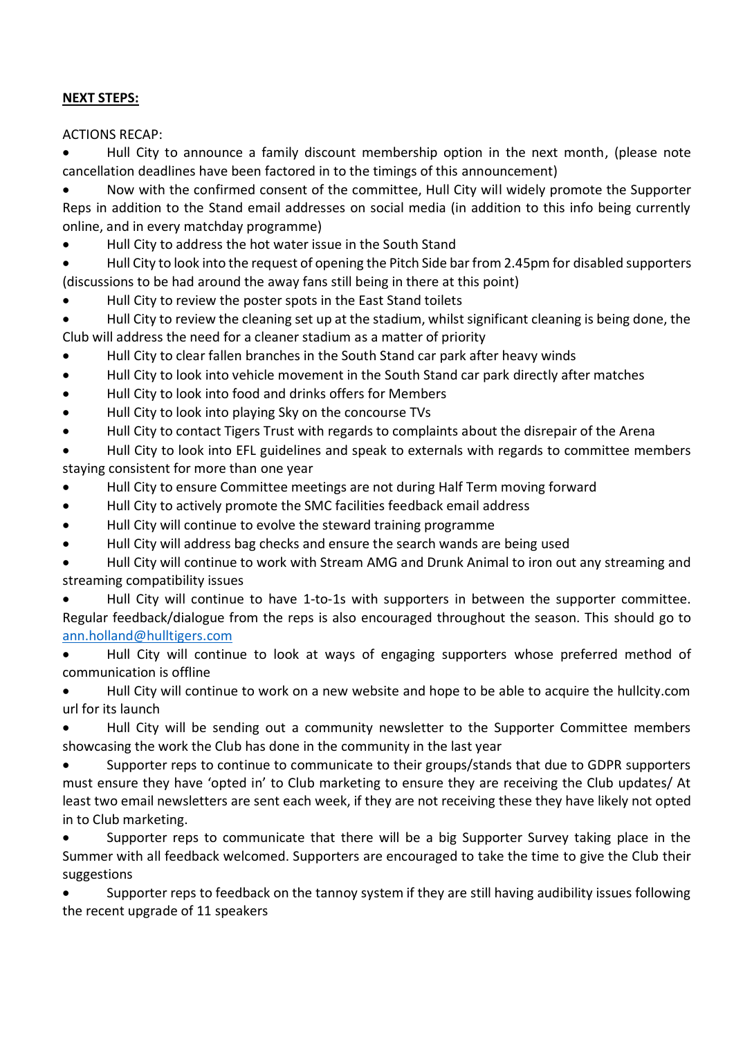**NEXT STEPS:**

ACTIONS RECAP:

- Hull City to announce a family discount membership option in the next month, (please note cancellation deadlines have been factored in to the timings of this announcement)
- Now with the confirmed consent of the committee, Hull City will widely promote the Supporter Reps in addition to the Stand email addresses on social media (in addition to this info being currently online, and in every matchday programme)
- Hull City to address the hot water issue in the South Stand
- Hull City to look into the request of opening the Pitch Side bar from 2.45pm for disabled supporters (discussions to be had around the away fans still being in there at this point)
- Hull City to review the poster spots in the East Stand toilets
- Hull City to review the cleaning set up at the stadium, whilst significant cleaning is being done, the Club will address the need for a cleaner stadium as a matter of priority
- Hull City to clear fallen branches in the South Stand car park after heavy winds
- Hull City to look into vehicle movement in the South Stand car park directly after matches
- Hull City to look into food and drinks offers for Members
- Hull City to look into playing Sky on the concourse TVs
- Hull City to contact Tigers Trust with regards to complaints about the disrepair of the Arena
- Hull City to look into EFL guidelines and speak to externals with regards to committee members staying consistent for more than one year
- Hull City to ensure Committee meetings are not during Half Term moving forward
- Hull City to actively promote the SMC facilities feedback email address
- Hull City will continue to evolve the steward training programme
- Hull City will address bag checks and ensure the search wands are being used
- Hull City will continue to work with Stream AMG and Drunk Animal to iron out any streaming and streaming compatibility issues
- Hull City will continue to have 1-to-1s with supporters in between the supporter committee. Regular feedback/dialogue from the reps is also encouraged throughout the season. This should go to ann.holland@hulltigers.com
- Hull City will continue to look at ways of engaging supporters whose preferred method of communication is offline
- Hull City will continue to work on a new website and hope to be able to acquire the hullcity.com url for its launch
- Hull City will be sending out a community newsletter to the Supporter Committee members showcasing the work the Club has done in the community in the last year
- Supporter reps to continue to communicate to their groups/stands that due to GDPR supporters must ensure they have 'opted in' to Club marketing to ensure they are receiving the Club updates/ At least two email newsletters are sent each week, if they are not receiving these they have likely not opted in to Club marketing.
- Supporter reps to communicate that there will be a big Supporter Survey taking place in the Summer with all feedback welcomed. Supporters are encouraged to take the time to give the Club their suggestions
- Supporter reps to feedback on the tannoy system if they are still having audibility issues following the recent upgrade of 11 speakers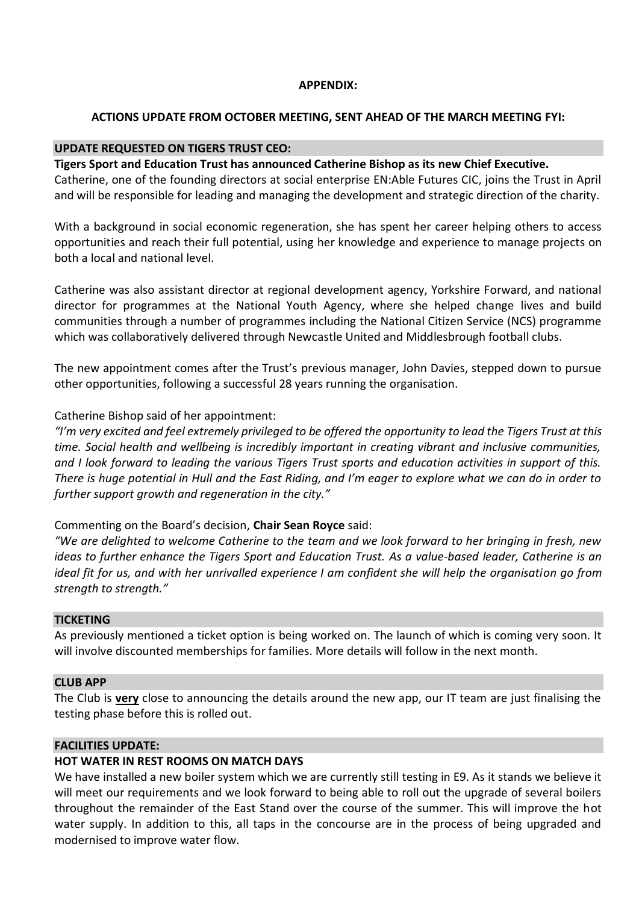**APPENDIX:**

**ACTIONS UPDATE FROM OCTOBER MEETING, SENT AHEAD OF THE MARCH MEETING FYI:**

## UPDATE REQUESTED ON TIGERS TRUST CEO:

**Tigers Sport and Education Trust has announced Catherine Bishop as its new Chief Executive.**

Catherine, one of the founding directors at social enterprise EN:Able Futures CIC, joins the Trust in April and will be responsible for leading and managing the development and strategic direction of the charity.

With a background in social economic regeneration, she has spent her career helping others to access opportunities and reach their full potential, using her knowledge and experience to manage projects on both a local and national level.

Catherine was also assistant director at regional development agency, Yorkshire Forward, and national director for programmes at the National Youth Agency, where she helped change lives and build communities through a number of programmes including the National Citizen Service (NCS) programme which was collaboratively delivered through Newcastle United and Middlesbrough football clubs.

The new appointment comes after the Trust's previous manager, John Davies, stepped down to pursue other opportunities, following a successful 28 years running the organisation.

Catherine Bishop said of her appointment:

*"I'm very excited and feel extremely privileged to be offered the opportunity to lead the Tigers Trust at this time. Social health and wellbeing is incredibly important in creating vibrant and inclusive communities, and I look forward to leading the various Tigers Trust sports and education activities in support of this. There is huge potential in Hull and the East Riding, and I'm eager to explore what we can do in order to further support growth and regeneration in the city."*

Commenting on the Board's decision, **Chair Sean Royce** said:

*"We are delighted to welcome Catherine to the team and we look forward to her bringing in fresh, new ideas to further enhance the Tigers Sport and Education Trust. As a value-based leader, Catherine is an ideal fit for us, and with her unrivalled experience I am confident she will help the organisation go from strength to strength."*

## TICKETING

As previously mentioned a ticket option is being worked on. The launch of which is coming very soon. It will involve discounted memberships for families. More details will follow in the next month.

## CLUB APP

The Club is **very** close to announcing the details around the new app, our IT team are just finalising the testing phase before this is rolled out.

## FACILITIES UPDATE:

### HOT WATER IN REST ROOMS ON MATCH DAYS

We have installed a new boiler system which we are currently still testing in E9. As it stands we believe it will meet our requirements and we look forward to being able to roll out the upgrade of several boilers throughout the remainder of the East Stand over the course of the summer. This will improve the hot water supply. In addition to this, all taps in the concourse are in the process of being upgraded and modernised to improve water flow.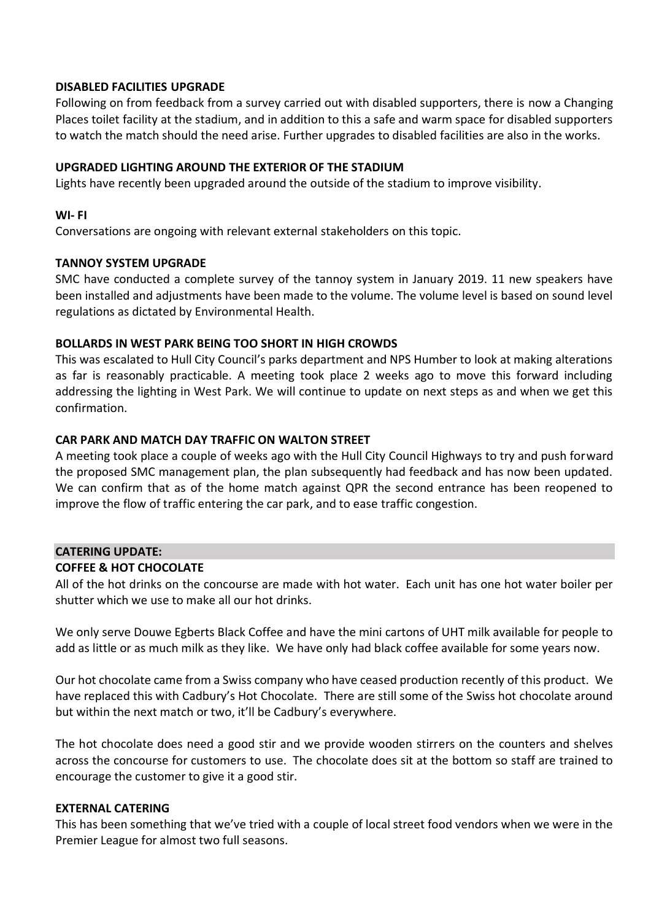**DISABLED FACILITIES UPGRADE**

Following on from feedback from a survey carried out with disabled supporters, there is now a Changing Places toilet facility at the stadium, and in addition to this a safe and warm space for disabled supporters to watch the match should the need arise. Further upgrades to disabled facilities are also in the works.

**UPGRADED LIGHTING AROUND THE EXTERIOR OF THE STADIUM**

Lights have recently been upgraded around the outside of the stadium to improve visibility.

**WI- FI**

Conversations are ongoing with relevant external stakeholders on this topic.

**TANNOY SYSTEM UPGRADE**

SMC have conducted a complete survey of the tannoy system in January 2019. 11 new speakers have been installed and adjustments have been made to the volume. The volume level is based on sound level regulations as dictated by Environmental Health.

**BOLLARDS IN WEST PARK BEING TOO SHORT IN HIGH CROWDS**

This was escalated to Hull City Council's parks department and NPS Humber to look at making alterations as far is reasonably practicable. A meeting took place 2 weeks ago to move this forward including addressing the lighting in West Park. We will continue to update on next steps as and when we get this confirmation.

**CAR PARK AND MATCH DAY TRAFFIC ON WALTON STREET**

A meeting took place a couple of weeks ago with the Hull City Council Highways to try and push forward the proposed SMC management plan, the plan subsequently had feedback and has now been updated. We can confirm that as of the home match against QPR the second entrance has been reopened to improve the flow of traffic entering the car park, and to ease traffic congestion.

**CATERING UPDATE:**

**COFFEE & HOT CHOCOLATE**

All of the hot drinks on the concourse are made with hot water. Each unit has one hot water boiler per shutter which we use to make all our hot drinks.

We only serve Douwe Egberts Black Coffee and have the mini cartons of UHT milk available for people to add as little or as much milk as they like. We have only had black coffee available for some years now.

Our hot chocolate came from a Swiss company who have ceased production recently of this product. We have replaced this with Cadbury's Hot Chocolate. There are still some of the Swiss hot chocolate around but within the next match or two, it'll be Cadbury's everywhere.

The hot chocolate does need a good stir and we provide wooden stirrers on the counters and shelves across the concourse for customers to use. The chocolate does sit at the bottom so staff are trained to encourage the customer to give it a good stir.

**EXTERNAL CATERING**

This has been something that we've tried with a couple of local street food vendors when we were in the Premier League for almost two full seasons.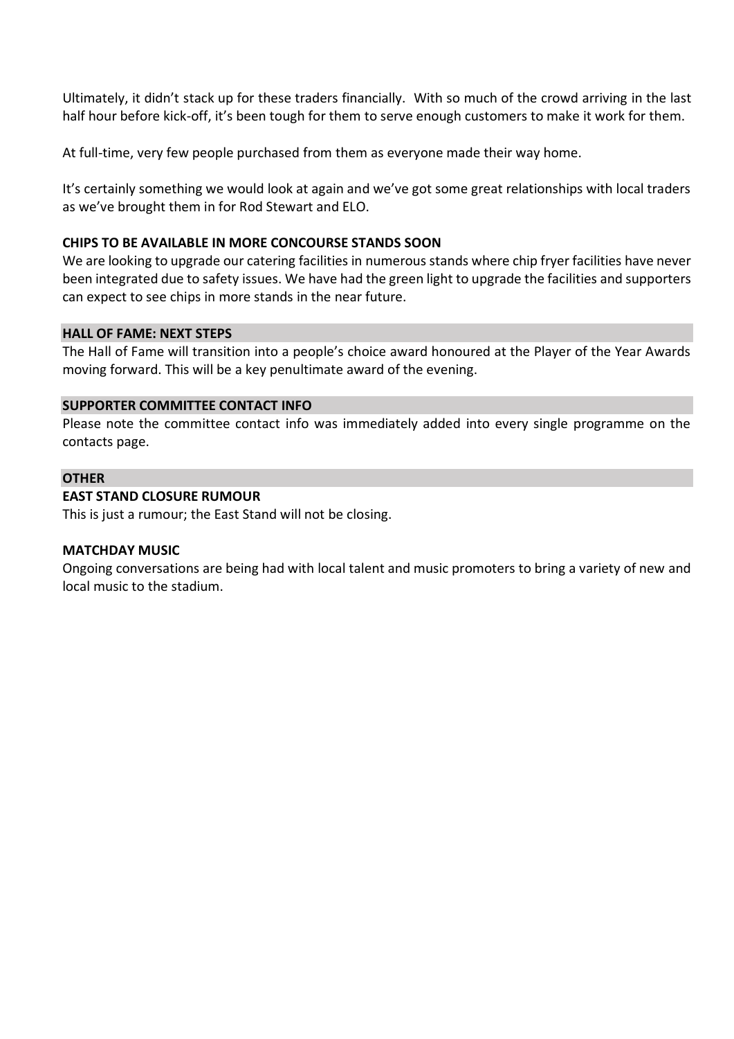Ultimately, it didn't stack up for these traders financially. With so much of the crowd arriving in the last half hour before kick-off, it's been tough for them to serve enough customers to make it work for them.

At full-time, very few people purchased from them as everyone made their way home.

It's certainly something we would look at again and we've got some great relationships with local traders as we've brought them in for Rod Stewart and ELO.

**CHIPS TO BE AVAILABLE IN MORE CONCOURSE STANDS SOON**

We are looking to upgrade our catering facilities in numerous stands where chip fryer facilities have never been integrated due to safety issues. We have had the green light to upgrade the facilities and supporters can expect to see chips in more stands in the near future.

## HALL OF FAME: NEXT STEPS

The Hall of Fame will transition into a people's choice award honoured at the Player of the Year Awards moving forward. This will be a key penultimate award of the evening.

## SUPPORTER COMMITTEE CONTACT INFO

Please note the committee contact info was immediately added into every single programme on the contacts page.

## OTHER

**EAST STAND CLOSURE RUMOUR**

This is just a rumour; the East Stand will not be closing.

**MATCHDAY MUSIC**

Ongoing conversations are being had with local talent and music promoters to bring a variety of new and local music to the stadium.